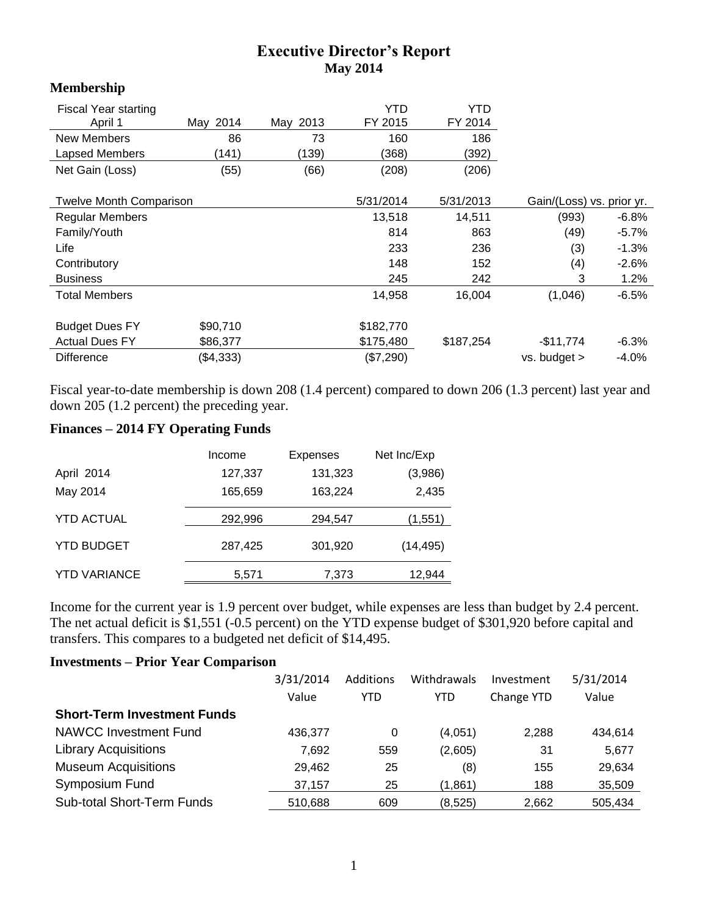# Executive Director's Report

## May 2014

### Membership

| Fiscal Year starting April 1 | May 2014 | May 2013 | YTD FY 2015 | YTD FY 2014 | | |
|---|---|---|---|---|---|---|
| New Members | 86 | 73 | 160 | 186 | | |
| Lapsed Members | (141) | (139) | (368) | (392) | | |
| Net Gain (Loss) | (55) | (66) | (208) | (206) | | |
| **Twelve Month Comparison** | | | **5/31/2014** | **5/31/2013** | **Gain/(Loss) vs. prior yr.** | |
| Regular Members | | | 13,518 | 14,511 | (993) | -6.8% |
| Family/Youth | | | 814 | 863 | (49) | -5.7% |
| Life | | | 233 | 236 | (3) | -1.3% |
| Contributory | | | 148 | 152 | (4) | -2.6% |
| Business | | | 245 | 242 | 3 | 1.2% |
| Total Members | | | 14,958 | 16,004 | (1,046) | -6.5% |
| Budget Dues FY | $90,710 | | $182,770 | | | |
| Actual Dues FY | $86,377 | | $175,480 | $187,254 | -$11,774 | -6.3% |
| Difference | ($4,333) | | ($7,290) | | vs. budget > | -4.0% |

Fiscal year-to-date membership is down 208 (1.4 percent) compared to down 206 (1.3 percent) last year and down 205 (1.2 percent) the preceding year.

### Finances – 2014 FY Operating Funds

| | Income | Expenses | Net Inc/Exp |
|---|---|---|---|
| April 2014 | 127,337 | 131,323 | (3,986) |
| May 2014 | 165,659 | 163,224 | 2,435 |
| YTD ACTUAL | 292,996 | 294,547 | (1,551) |
| YTD BUDGET | 287,425 | 301,920 | (14,495) |
| YTD VARIANCE | 5,571 | 7,373 | 12,944 |

Income for the current year is 1.9 percent over budget, while expenses are less than budget by 2.4 percent. The net actual deficit is $1,551 (-0.5 percent) on the YTD expense budget of $301,920 before capital and transfers. This compares to a budgeted net deficit of $14,495.

### Investments – Prior Year Comparison

| | 3/31/2014 Value | Additions YTD | Withdrawals YTD | Investment Change YTD | 5/31/2014 Value |
|---|---|---|---|---|---|
| **Short-Term Investment Funds** | | | | | |
| NAWCC Investment Fund | 436,377 | 0 | (4,051) | 2,288 | 434,614 |
| Library Acquisitions | 7,692 | 559 | (2,605) | 31 | 5,677 |
| Museum Acquisitions | 29,462 | 25 | (8) | 155 | 29,634 |
| Symposium Fund | 37,157 | 25 | (1,861) | 188 | 35,509 |
| Sub-total Short-Term Funds | 510,688 | 609 | (8,525) | 2,662 | 505,434 |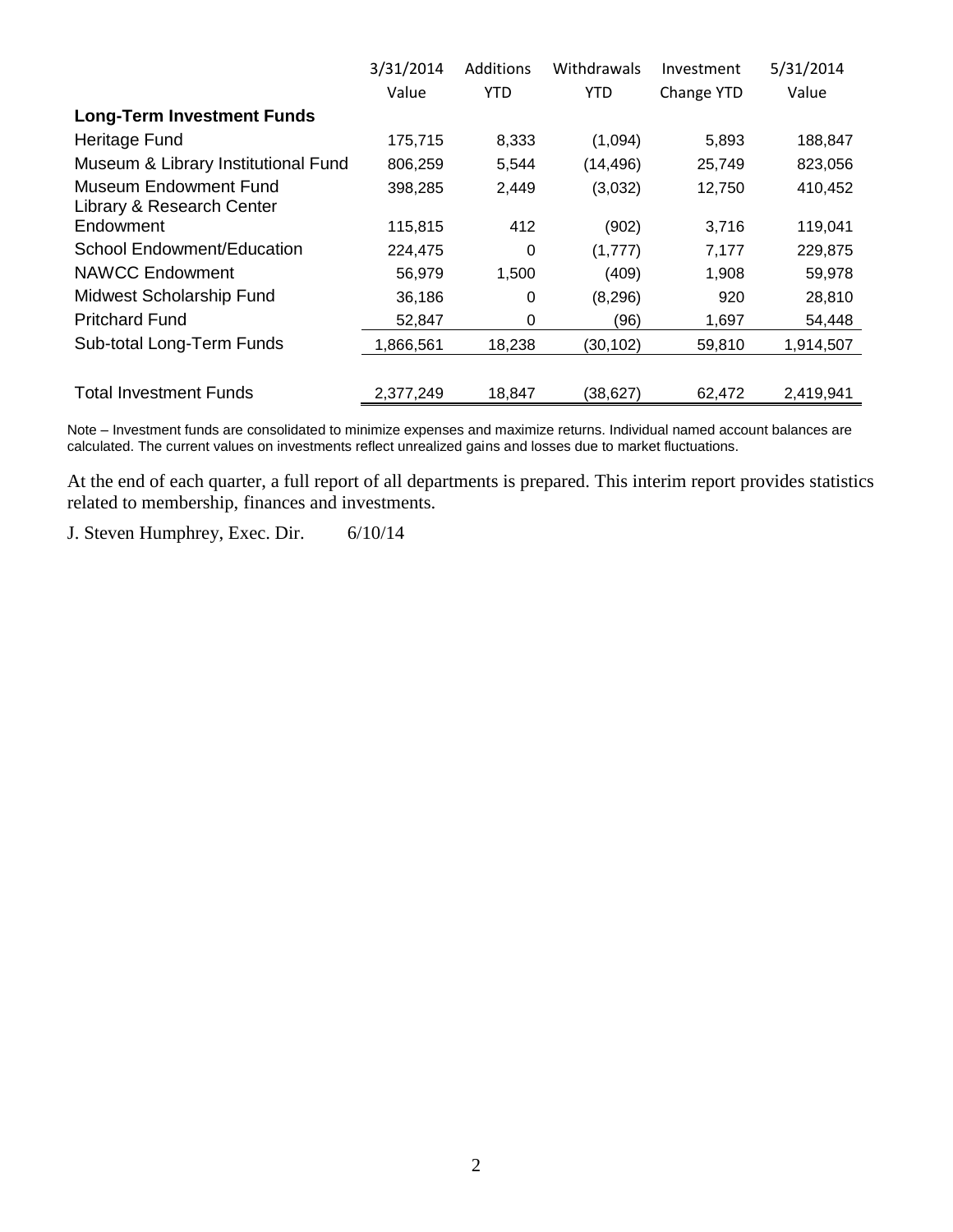| | 3/31/2014 Value | Additions YTD | Withdrawals YTD | Investment Change YTD | 5/31/2014 Value |
|---|---|---|---|---|---|
| **Long-Term Investment Funds** | | | | | |
| Heritage Fund | 175,715 | 8,333 | (1,094) | 5,893 | 188,847 |
| Museum & Library Institutional Fund | 806,259 | 5,544 | (14,496) | 25,749 | 823,056 |
| Museum Endowment Fund | 398,285 | 2,449 | (3,032) | 12,750 | 410,452 |
| Library & Research Center Endowment | 115,815 | 412 | (902) | 3,716 | 119,041 |
| School Endowment/Education | 224,475 | 0 | (1,777) | 7,177 | 229,875 |
| NAWCC Endowment | 56,979 | 1,500 | (409) | 1,908 | 59,978 |
| Midwest Scholarship Fund | 36,186 | 0 | (8,296) | 920 | 28,810 |
| Pritchard Fund | 52,847 | 0 | (96) | 1,697 | 54,448 |
| Sub-total Long-Term Funds | 1,866,561 | 18,238 | (30,102) | 59,810 | 1,914,507 |
| | | | | | |
| Total Investment Funds | 2,377,249 | 18,847 | (38,627) | 62,472 | 2,419,941 |

Note – Investment funds are consolidated to minimize expenses and maximize returns. Individual named account balances are calculated. The current values on investments reflect unrealized gains and losses due to market fluctuations.

At the end of each quarter, a full report of all departments is prepared. This interim report provides statistics related to membership, finances and investments.

J. Steven Humphrey, Exec. Dir. 6/10/14